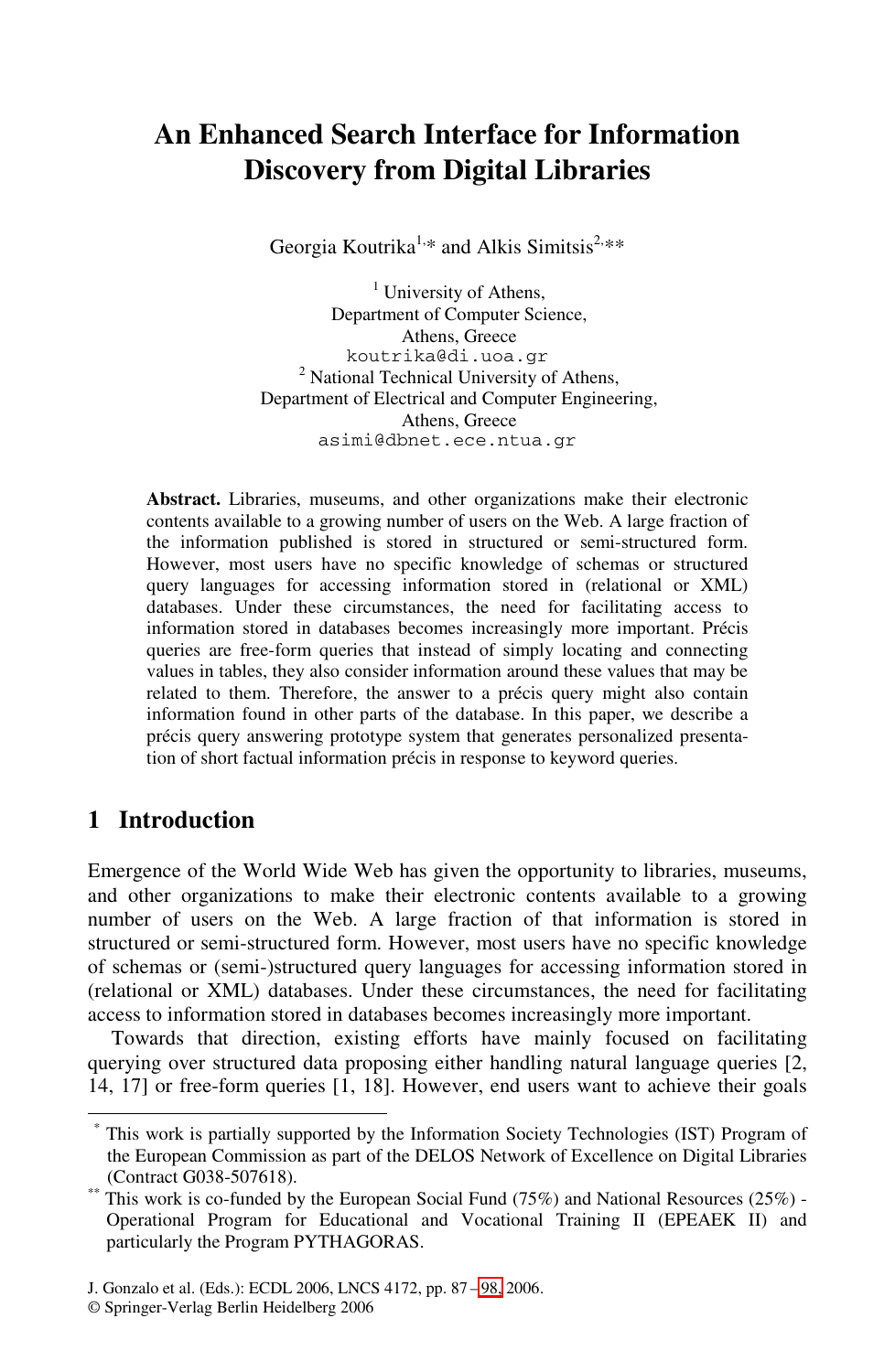# An Enhanced Search Interface for Information Discovery from Digital Libraries

Georgia Koutrika[1,*] and Alkis Simitsis[2,**]

[1] University of Athens,
Department of Computer Science,
Athens, Greece
koutrika@di.uoa.gr

[2] National Technical University of Athens,
Department of Electrical and Computer Engineering,
Athens, Greece
asimi@dbnet.ece.ntua.gr

**Abstract.** Libraries, museums, and other organizations make their electronic contents available to a growing number of users on the Web. A large fraction of the information published is stored in structured or semi-structured form. However, most users have no specific knowledge of schemas or structured query languages for accessing information stored in (relational or XML) databases. Under these circumstances, the need for facilitating access to information stored in databases becomes increasingly more important. Précis queries are free-form queries that instead of simply locating and connecting values in tables, they also consider information around these values that may be related to them. Therefore, the answer to a précis query might also contain information found in other parts of the database. In this paper, we describe a précis query answering prototype system that generates personalized presentation of short factual information précis in response to keyword queries.

## 1 Introduction

Emergence of the World Wide Web has given the opportunity to libraries, museums, and other organizations to make their electronic contents available to a growing number of users on the Web. A large fraction of that information is stored in structured or semi-structured form. However, most users have no specific knowledge of schemas or (semi-)structured query languages for accessing information stored in (relational or XML) databases. Under these circumstances, the need for facilitating access to information stored in databases becomes increasingly more important.

Towards that direction, existing efforts have mainly focused on facilitating querying over structured data proposing either handling natural language queries [2, 14, 17] or free-form queries [1, 18]. However, end users want to achieve their goals

---

[*] This work is partially supported by the Information Society Technologies (IST) Program of the European Commission as part of the DELOS Network of Excellence on Digital Libraries (Contract G038-507618).

[**] This work is co-funded by the European Social Fund (75%) and National Resources (25%) - Operational Program for Educational and Vocational Training II (EPEAEK II) and particularly the Program PYTHAGORAS.

J. Gonzalo et al. (Eds.): ECDL 2006, LNCS 4172, pp. 87 – 98, 2006.
© Springer-Verlag Berlin Heidelberg 2006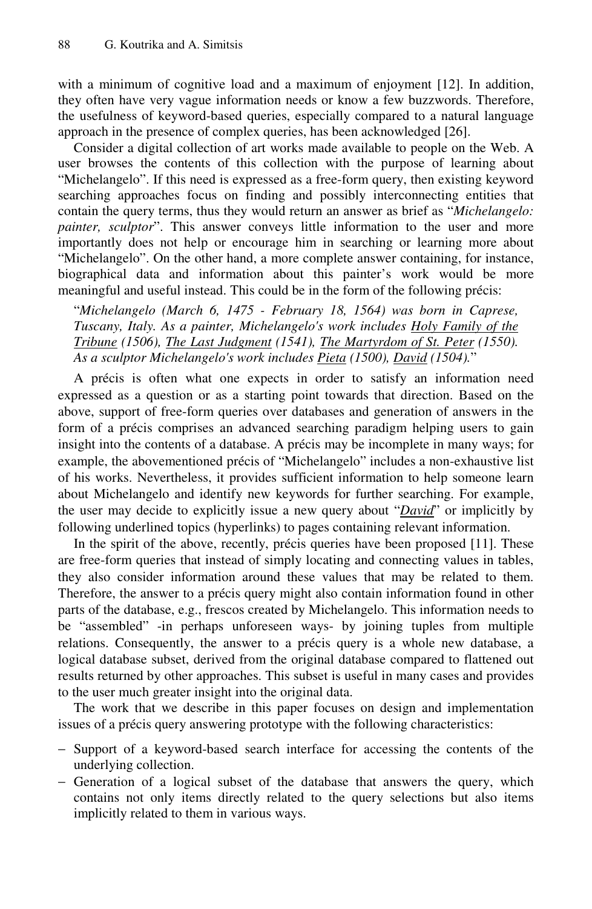with a minimum of cognitive load and a maximum of enjoyment [12]. In addition, they often have very vague information needs or know a few buzzwords. Therefore, the usefulness of keyword-based queries, especially compared to a natural language approach in the presence of complex queries, has been acknowledged [26].

Consider a digital collection of art works made available to people on the Web. A user browses the contents of this collection with the purpose of learning about "Michelangelo". If this need is expressed as a free-form query, then existing keyword searching approaches focus on finding and possibly interconnecting entities that contain the query terms, thus they would return an answer as brief as "*Michelangelo: painter, sculptor*". This answer conveys little information to the user and more importantly does not help or encourage him in searching or learning more about "Michelangelo". On the other hand, a more complete answer containing, for instance, biographical data and information about this painter's work would be more meaningful and useful instead. This could be in the form of the following précis:

> "*Michelangelo (March 6, 1475 - February 18, 1564) was born in Caprese, Tuscany, Italy. As a painter, Michelangelo's work includes <u>Holy Family of the Tribune</u> (1506), <u>The Last Judgment</u> (1541), <u>The Martyrdom of St. Peter</u> (1550). As a sculptor Michelangelo's work includes <u>Pieta</u> (1500), <u>David</u> (1504).*"

A précis is often what one expects in order to satisfy an information need expressed as a question or as a starting point towards that direction. Based on the above, support of free-form queries over databases and generation of answers in the form of a précis comprises an advanced searching paradigm helping users to gain insight into the contents of a database. A précis may be incomplete in many ways; for example, the abovementioned précis of "Michelangelo" includes a non-exhaustive list of his works. Nevertheless, it provides sufficient information to help someone learn about Michelangelo and identify new keywords for further searching. For example, the user may decide to explicitly issue a new query about "*<u>David</u>*" or implicitly by following underlined topics (hyperlinks) to pages containing relevant information.

In the spirit of the above, recently, précis queries have been proposed [11]. These are free-form queries that instead of simply locating and connecting values in tables, they also consider information around these values that may be related to them. Therefore, the answer to a précis query might also contain information found in other parts of the database, e.g., frescos created by Michelangelo. This information needs to be "assembled" -in perhaps unforeseen ways- by joining tuples from multiple relations. Consequently, the answer to a précis query is a whole new database, a logical database subset, derived from the original database compared to flattened out results returned by other approaches. This subset is useful in many cases and provides to the user much greater insight into the original data.

The work that we describe in this paper focuses on design and implementation issues of a précis query answering prototype with the following characteristics:

- Support of a keyword-based search interface for accessing the contents of the underlying collection.
- Generation of a logical subset of the database that answers the query, which contains not only items directly related to the query selections but also items implicitly related to them in various ways.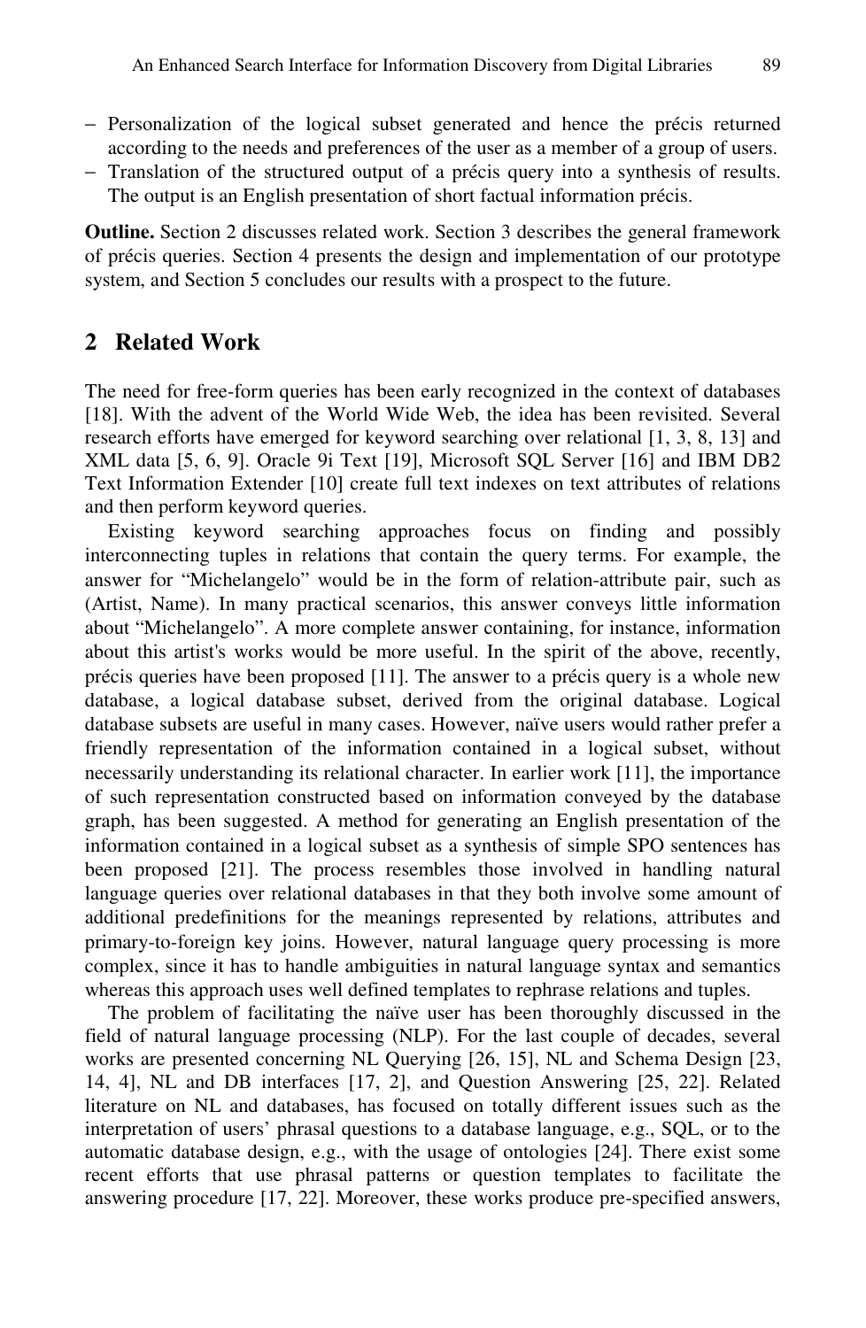- Personalization of the logical subset generated and hence the précis returned according to the needs and preferences of the user as a member of a group of users.
- Translation of the structured output of a précis query into a synthesis of results. The output is an English presentation of short factual information précis.

**Outline.** Section 2 discusses related work. Section 3 describes the general framework of précis queries. Section 4 presents the design and implementation of our prototype system, and Section 5 concludes our results with a prospect to the future.

## 2 Related Work

The need for free-form queries has been early recognized in the context of databases [18]. With the advent of the World Wide Web, the idea has been revisited. Several research efforts have emerged for keyword searching over relational [1, 3, 8, 13] and XML data [5, 6, 9]. Oracle 9i Text [19], Microsoft SQL Server [16] and IBM DB2 Text Information Extender [10] create full text indexes on text attributes of relations and then perform keyword queries.

Existing keyword searching approaches focus on finding and possibly interconnecting tuples in relations that contain the query terms. For example, the answer for "Michelangelo" would be in the form of relation-attribute pair, such as (Artist, Name). In many practical scenarios, this answer conveys little information about "Michelangelo". A more complete answer containing, for instance, information about this artist's works would be more useful. In the spirit of the above, recently, précis queries have been proposed [11]. The answer to a précis query is a whole new database, a logical database subset, derived from the original database. Logical database subsets are useful in many cases. However, naïve users would rather prefer a friendly representation of the information contained in a logical subset, without necessarily understanding its relational character. In earlier work [11], the importance of such representation constructed based on information conveyed by the database graph, has been suggested. A method for generating an English presentation of the information contained in a logical subset as a synthesis of simple SPO sentences has been proposed [21]. The process resembles those involved in handling natural language queries over relational databases in that they both involve some amount of additional predefinitions for the meanings represented by relations, attributes and primary-to-foreign key joins. However, natural language query processing is more complex, since it has to handle ambiguities in natural language syntax and semantics whereas this approach uses well defined templates to rephrase relations and tuples.

The problem of facilitating the naïve user has been thoroughly discussed in the field of natural language processing (NLP). For the last couple of decades, several works are presented concerning NL Querying [26, 15], NL and Schema Design [23, 14, 4], NL and DB interfaces [17, 2], and Question Answering [25, 22]. Related literature on NL and databases, has focused on totally different issues such as the interpretation of users' phrasal questions to a database language, e.g., SQL, or to the automatic database design, e.g., with the usage of ontologies [24]. There exist some recent efforts that use phrasal patterns or question templates to facilitate the answering procedure [17, 22]. Moreover, these works produce pre-specified answers,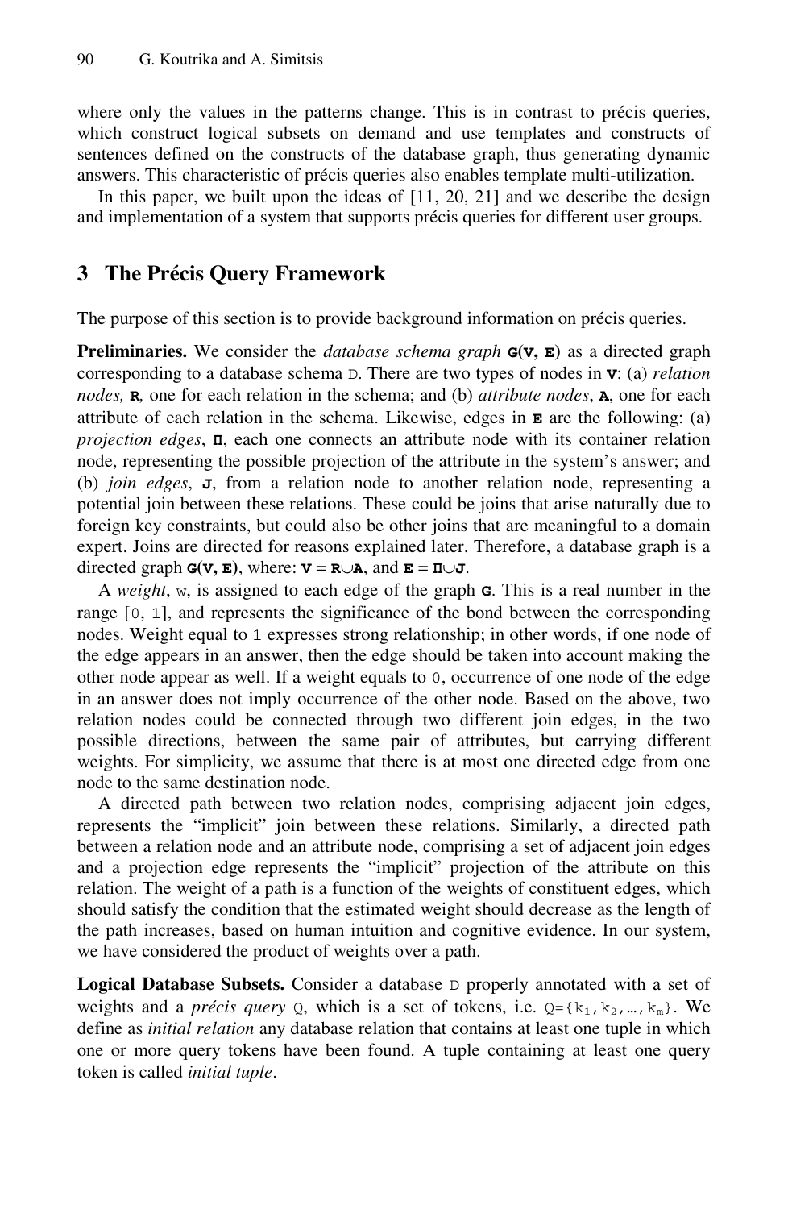where only the values in the patterns change. This is in contrast to précis queries, which construct logical subsets on demand and use templates and constructs of sentences defined on the constructs of the database graph, thus generating dynamic answers. This characteristic of précis queries also enables template multi-utilization.

In this paper, we built upon the ideas of [11, 20, 21] and we describe the design and implementation of a system that supports précis queries for different user groups.

## 3 The Précis Query Framework

The purpose of this section is to provide background information on précis queries.

**Preliminaries.** We consider the *database schema graph* **G(V, E)** as a directed graph corresponding to a database schema D. There are two types of nodes in **V**: (a) *relation nodes,* **R**, one for each relation in the schema; and (b) *attribute nodes*, **A**, one for each attribute of each relation in the schema. Likewise, edges in **E** are the following: (a) *projection edges*, **Π**, each one connects an attribute node with its container relation node, representing the possible projection of the attribute in the system's answer; and (b) *join edges*, **J**, from a relation node to another relation node, representing a potential join between these relations. These could be joins that arise naturally due to foreign key constraints, but could also be other joins that are meaningful to a domain expert. Joins are directed for reasons explained later. Therefore, a database graph is a directed graph **G(V, E)**, where: **V = R∪A**, and **E = Π∪J**.

A *weight*, w, is assigned to each edge of the graph **G**. This is a real number in the range [0, 1], and represents the significance of the bond between the corresponding nodes. Weight equal to 1 expresses strong relationship; in other words, if one node of the edge appears in an answer, then the edge should be taken into account making the other node appear as well. If a weight equals to 0, occurrence of one node of the edge in an answer does not imply occurrence of the other node. Based on the above, two relation nodes could be connected through two different join edges, in the two possible directions, between the same pair of attributes, but carrying different weights. For simplicity, we assume that there is at most one directed edge from one node to the same destination node.

A directed path between two relation nodes, comprising adjacent join edges, represents the "implicit" join between these relations. Similarly, a directed path between a relation node and an attribute node, comprising a set of adjacent join edges and a projection edge represents the "implicit" projection of the attribute on this relation. The weight of a path is a function of the weights of constituent edges, which should satisfy the condition that the estimated weight should decrease as the length of the path increases, based on human intuition and cognitive evidence. In our system, we have considered the product of weights over a path.

**Logical Database Subsets.** Consider a database D properly annotated with a set of weights and a *précis query* Q, which is a set of tokens, i.e. $Q=\{k_1, k_2, \ldots, k_m\}$. We define as *initial relation* any database relation that contains at least one tuple in which one or more query tokens have been found. A tuple containing at least one query token is called *initial tuple*.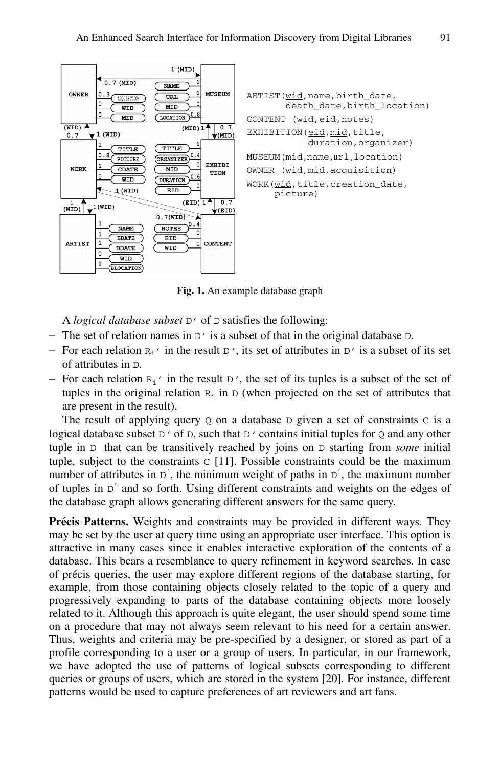1 (MID)
0.7 (MID)
OWNER
0.3
ACQUISITION
0
WID
0
MID
NAME
1
URL
1
MID
0
LOCATION
0.8
MUSEUM
(WID)
0.7
1 (WID)
(MID) 1
0.7
(MID)
WORK
1
TITLE
0.8
PICTURE
1
CDATE
0
WID
TITLE
1
ORGANIZER
0.4
MID
0
DURATION
0.6
EID
0
EXHIBITION
1 (WID)
(EID) 1
0.7
(EID)
1
(WID)
1 (WID)
0.7(WID)
ARTIST
1
NAME
1
BDATE
1
DDATE
0
WID
1
BLOCATION
NOTES
0.4
EID
0
WID
0
CONTENT

ARTIST(wid,name,birth_date,
death_date,birth_location)
CONTENT (wid,eid,notes)
EXHIBITION(eid,mid,title,
duration,organizer)
MUSEUM(mid,name,url,location)
OWNER (wid,mid,acquisition)
WORK(wid,title,creation_date,
picture)

**Fig. 1.** An example database graph

A *logical database subset* D′ of D satisfies the following:

- The set of relation names in D′ is a subset of that in the original database D.
- For each relation $R_i'$ in the result D′, its set of attributes in D′ is a subset of its set of attributes in D.
- For each relation $R_i'$ in the result D′, the set of its tuples is a subset of the set of tuples in the original relation $R_i$ in D (when projected on the set of attributes that are present in the result).

The result of applying query Q on a database D given a set of constraints C is a logical database subset D′ of D, such that D′ contains initial tuples for Q and any other tuple in D that can be transitively reached by joins on D starting from *some* initial tuple, subject to the constraints C [11]. Possible constraints could be the maximum number of attributes in D′, the minimum weight of paths in D′, the maximum number of tuples in D′ and so forth. Using different constraints and weights on the edges of the database graph allows generating different answers for the same query.

**Précis Patterns.** Weights and constraints may be provided in different ways. They may be set by the user at query time using an appropriate user interface. This option is attractive in many cases since it enables interactive exploration of the contents of a database. This bears a resemblance to query refinement in keyword searches. In case of précis queries, the user may explore different regions of the database starting, for example, from those containing objects closely related to the topic of a query and progressively expanding to parts of the database containing objects more loosely related to it. Although this approach is quite elegant, the user should spend some time on a procedure that may not always seem relevant to his need for a certain answer. Thus, weights and criteria may be pre-specified by a designer, or stored as part of a profile corresponding to a user or a group of users. In particular, in our framework, we have adopted the use of patterns of logical subsets corresponding to different queries or groups of users, which are stored in the system [20]. For instance, different patterns would be used to capture preferences of art reviewers and art fans.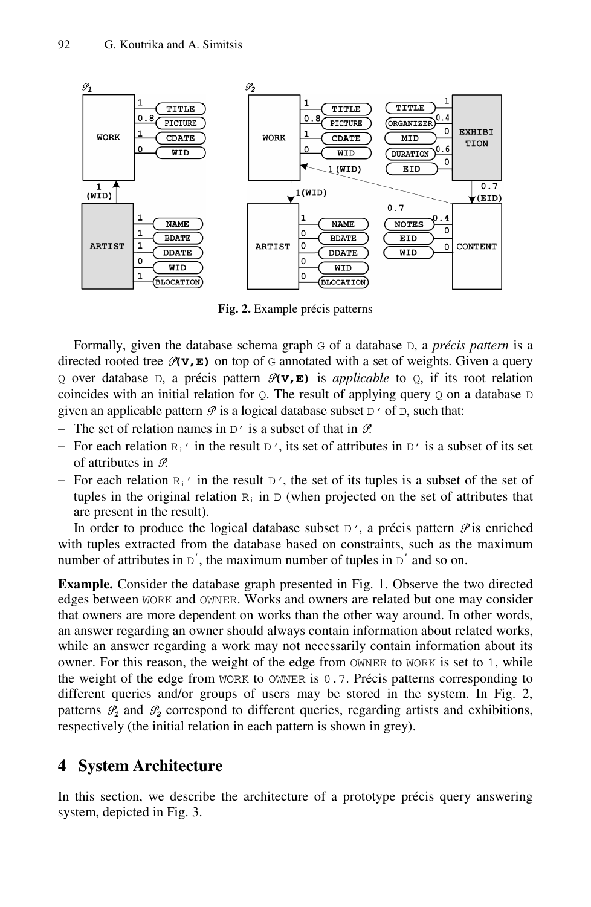$\mathcal{P}_1$

WORK

1 TITLE
0.8 PICTURE
1 CDATE
0 WID

1 (WID)

ARTIST

1 NAME
1 BDATE
1 DDATE
0 WID
1 BLOCATION

$\mathcal{P}_2$

WORK

1 TITLE
0.8 PICTURE
1 CDATE
0 WID

1 (WID)

1 (WID)

ARTIST

1 NAME
0 BDATE
0 DDATE
0 WID
0 BLOCATION

EXHIBITION

1 TITLE
0.4 ORGANIZER
0 MID
0.6 DURATION
0 EID

0.7 (EID)

CONTENT

0.7

0.4 NOTES
0 EID
0 WID

**Fig. 2.** Example précis patterns

Formally, given the database schema graph G of a database D, a *précis pattern* is a directed rooted tree $\mathcal{P}$**(V,E)** on top of G annotated with a set of weights. Given a query Q over database D, a précis pattern $\mathcal{P}$**(V,E)** is *applicable* to Q, if its root relation coincides with an initial relation for Q. The result of applying query Q on a database D given an applicable pattern $\mathcal{P}$ is a logical database subset D′ of D, such that:

- The set of relation names in D′ is a subset of that in $\mathcal{P}$.
- For each relation $R_i'$ in the result D′, its set of attributes in D′ is a subset of its set of attributes in $\mathcal{P}$.
- For each relation $R_i'$ in the result D′, the set of its tuples is a subset of the set of tuples in the original relation $R_i$ in D (when projected on the set of attributes that are present in the result).

In order to produce the logical database subset D′, a précis pattern $\mathcal{P}$ is enriched with tuples extracted from the database based on constraints, such as the maximum number of attributes in D′, the maximum number of tuples in D′ and so on.

**Example.** Consider the database graph presented in Fig. 1. Observe the two directed edges between WORK and OWNER. Works and owners are related but one may consider that owners are more dependent on works than the other way around. In other words, an answer regarding an owner should always contain information about related works, while an answer regarding a work may not necessarily contain information about its owner. For this reason, the weight of the edge from OWNER to WORK is set to 1, while the weight of the edge from WORK to OWNER is 0.7. Précis patterns corresponding to different queries and/or groups of users may be stored in the system. In Fig. 2, patterns $\mathcal{P}_1$ and $\mathcal{P}_2$ correspond to different queries, regarding artists and exhibitions, respectively (the initial relation in each pattern is shown in grey).

## 4 System Architecture

In this section, we describe the architecture of a prototype précis query answering system, depicted in Fig. 3.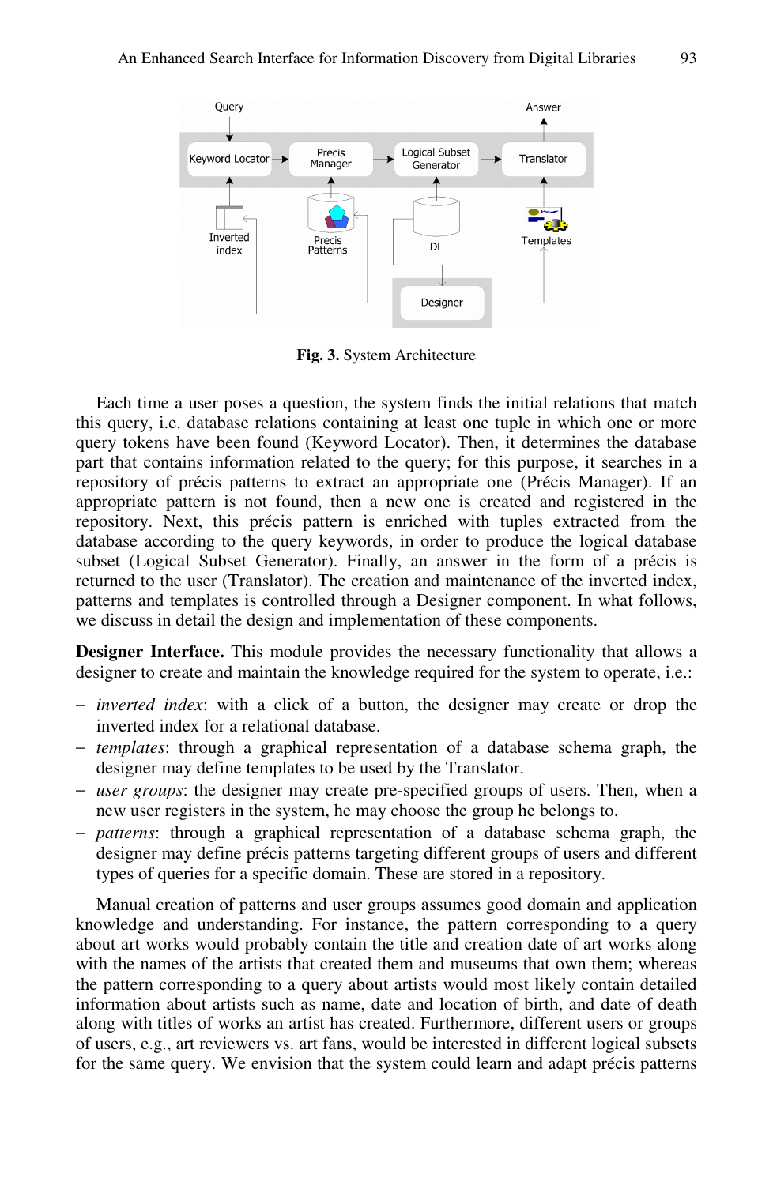Query

Answer

Keyword Locator

Precis Manager

Logical Subset Generator

Translator

Inverted index

Precis Patterns

DL

Templates

Designer

**Fig. 3.** System Architecture

Each time a user poses a question, the system finds the initial relations that match this query, i.e. database relations containing at least one tuple in which one or more query tokens have been found (Keyword Locator). Then, it determines the database part that contains information related to the query; for this purpose, it searches in a repository of précis patterns to extract an appropriate one (Précis Manager). If an appropriate pattern is not found, then a new one is created and registered in the repository. Next, this précis pattern is enriched with tuples extracted from the database according to the query keywords, in order to produce the logical database subset (Logical Subset Generator). Finally, an answer in the form of a précis is returned to the user (Translator). The creation and maintenance of the inverted index, patterns and templates is controlled through a Designer component. In what follows, we discuss in detail the design and implementation of these components.

**Designer Interface.** This module provides the necessary functionality that allows a designer to create and maintain the knowledge required for the system to operate, i.e.:

- *inverted index*: with a click of a button, the designer may create or drop the inverted index for a relational database.
- *templates*: through a graphical representation of a database schema graph, the designer may define templates to be used by the Translator.
- *user groups*: the designer may create pre-specified groups of users. Then, when a new user registers in the system, he may choose the group he belongs to.
- *patterns*: through a graphical representation of a database schema graph, the designer may define précis patterns targeting different groups of users and different types of queries for a specific domain. These are stored in a repository.

Manual creation of patterns and user groups assumes good domain and application knowledge and understanding. For instance, the pattern corresponding to a query about art works would probably contain the title and creation date of art works along with the names of the artists that created them and museums that own them; whereas the pattern corresponding to a query about artists would most likely contain detailed information about artists such as name, date and location of birth, and date of death along with titles of works an artist has created. Furthermore, different users or groups of users, e.g., art reviewers vs. art fans, would be interested in different logical subsets for the same query. We envision that the system could learn and adapt précis patterns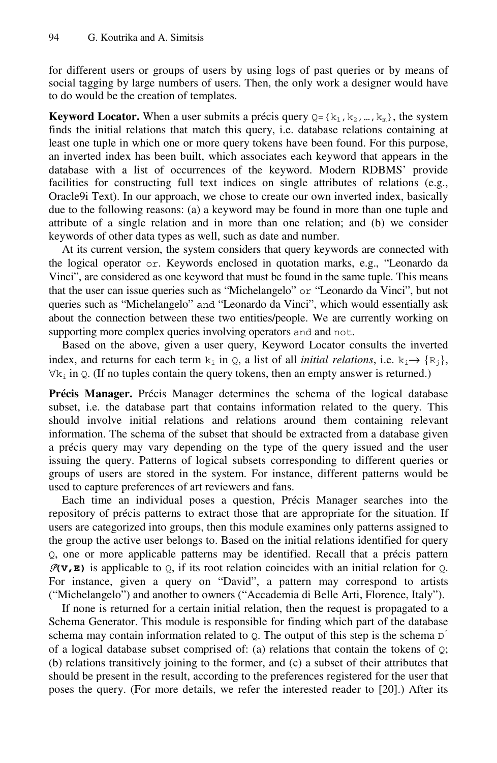for different users or groups of users by using logs of past queries or by means of social tagging by large numbers of users. Then, the only work a designer would have to do would be the creation of templates.

**Keyword Locator.** When a user submits a précis query $Q=\{k_1, k_2, \ldots, k_m\}$, the system finds the initial relations that match this query, i.e. database relations containing at least one tuple in which one or more query tokens have been found. For this purpose, an inverted index has been built, which associates each keyword that appears in the database with a list of occurrences of the keyword. Modern RDBMS' provide facilities for constructing full text indices on single attributes of relations (e.g., Oracle9i Text). In our approach, we chose to create our own inverted index, basically due to the following reasons: (a) a keyword may be found in more than one tuple and attribute of a single relation and in more than one relation; and (b) we consider keywords of other data types as well, such as date and number.

At its current version, the system considers that query keywords are connected with the logical operator `or`. Keywords enclosed in quotation marks, e.g., "Leonardo da Vinci", are considered as one keyword that must be found in the same tuple. This means that the user can issue queries such as "Michelangelo" `or` "Leonardo da Vinci", but not queries such as "Michelangelo" `and` "Leonardo da Vinci", which would essentially ask about the connection between these two entities/people. We are currently working on supporting more complex queries involving operators `and` and `not`.

Based on the above, given a user query, Keyword Locator consults the inverted index, and returns for each term $k_i$ in Q, a list of all *initial relations*, i.e. $k_i \rightarrow \{R_j\}$, $\forall k_i$ in Q. (If no tuples contain the query tokens, then an empty answer is returned.)

**Précis Manager.** Précis Manager determines the schema of the logical database subset, i.e. the database part that contains information related to the query. This should involve initial relations and relations around them containing relevant information. The schema of the subset that should be extracted from a database given a précis query may vary depending on the type of the query issued and the user issuing the query. Patterns of logical subsets corresponding to different queries or groups of users are stored in the system. For instance, different patterns would be used to capture preferences of art reviewers and fans.

Each time an individual poses a question, Précis Manager searches into the repository of précis patterns to extract those that are appropriate for the situation. If users are categorized into groups, then this module examines only patterns assigned to the group the active user belongs to. Based on the initial relations identified for query Q, one or more applicable patterns may be identified. Recall that a précis pattern $\mathcal{P}(\mathbf{V,E})$ is applicable to Q, if its root relation coincides with an initial relation for Q. For instance, given a query on "David", a pattern may correspond to artists ("Michelangelo") and another to owners ("Accademia di Belle Arti, Florence, Italy").

If none is returned for a certain initial relation, then the request is propagated to a Schema Generator. This module is responsible for finding which part of the database schema may contain information related to Q. The output of this step is the schema $D'$ of a logical database subset comprised of: (a) relations that contain the tokens of Q; (b) relations transitively joining to the former, and (c) a subset of their attributes that should be present in the result, according to the preferences registered for the user that poses the query. (For more details, we refer the interested reader to [20].) After its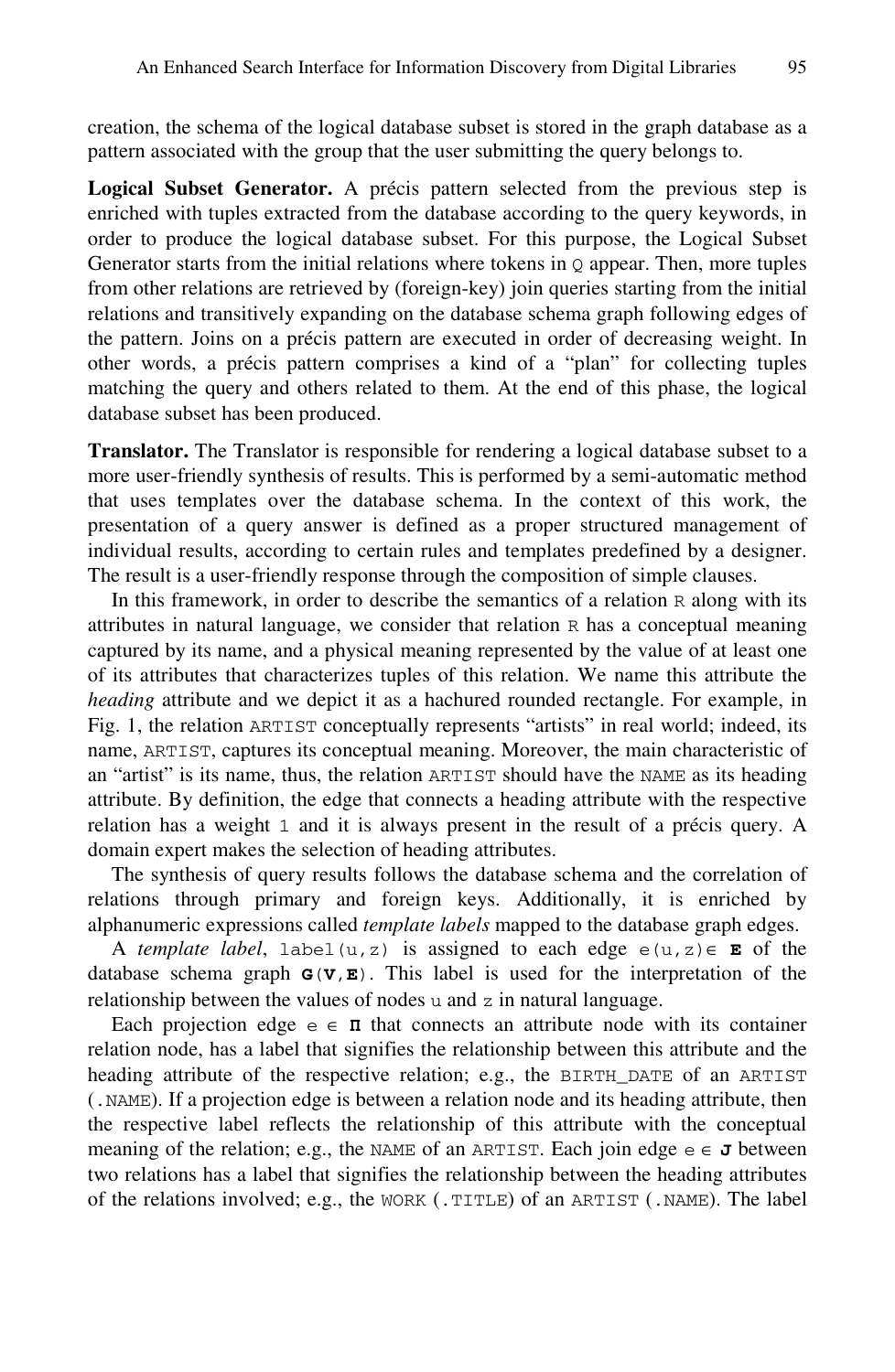creation, the schema of the logical database subset is stored in the graph database as a pattern associated with the group that the user submitting the query belongs to.

**Logical Subset Generator.** A précis pattern selected from the previous step is enriched with tuples extracted from the database according to the query keywords, in order to produce the logical database subset. For this purpose, the Logical Subset Generator starts from the initial relations where tokens in Q appear. Then, more tuples from other relations are retrieved by (foreign-key) join queries starting from the initial relations and transitively expanding on the database schema graph following edges of the pattern. Joins on a précis pattern are executed in order of decreasing weight. In other words, a précis pattern comprises a kind of a "plan" for collecting tuples matching the query and others related to them. At the end of this phase, the logical database subset has been produced.

**Translator.** The Translator is responsible for rendering a logical database subset to a more user-friendly synthesis of results. This is performed by a semi-automatic method that uses templates over the database schema. In the context of this work, the presentation of a query answer is defined as a proper structured management of individual results, according to certain rules and templates predefined by a designer. The result is a user-friendly response through the composition of simple clauses.

In this framework, in order to describe the semantics of a relation R along with its attributes in natural language, we consider that relation R has a conceptual meaning captured by its name, and a physical meaning represented by the value of at least one of its attributes that characterizes tuples of this relation. We name this attribute the *heading* attribute and we depict it as a hachured rounded rectangle. For example, in Fig. 1, the relation ARTIST conceptually represents "artists" in real world; indeed, its name, ARTIST, captures its conceptual meaning. Moreover, the main characteristic of an "artist" is its name, thus, the relation ARTIST should have the NAME as its heading attribute. By definition, the edge that connects a heading attribute with the respective relation has a weight 1 and it is always present in the result of a précis query. A domain expert makes the selection of heading attributes.

The synthesis of query results follows the database schema and the correlation of relations through primary and foreign keys. Additionally, it is enriched by alphanumeric expressions called *template labels* mapped to the database graph edges.

A *template label*, label(u,z) is assigned to each edge $e(u,z) \in \mathbf{E}$ of the database schema graph $\mathbf{G}(\mathbf{V},\mathbf{E})$. This label is used for the interpretation of the relationship between the values of nodes u and z in natural language.

Each projection edge $e \in \mathbf{\Pi}$ that connects an attribute node with its container relation node, has a label that signifies the relationship between this attribute and the heading attribute of the respective relation; e.g., the BIRTH_DATE of an ARTIST (.NAME). If a projection edge is between a relation node and its heading attribute, then the respective label reflects the relationship of this attribute with the conceptual meaning of the relation; e.g., the NAME of an ARTIST. Each join edge $e \in \mathbf{J}$ between two relations has a label that signifies the relationship between the heading attributes of the relations involved; e.g., the WORK (.TITLE) of an ARTIST (.NAME). The label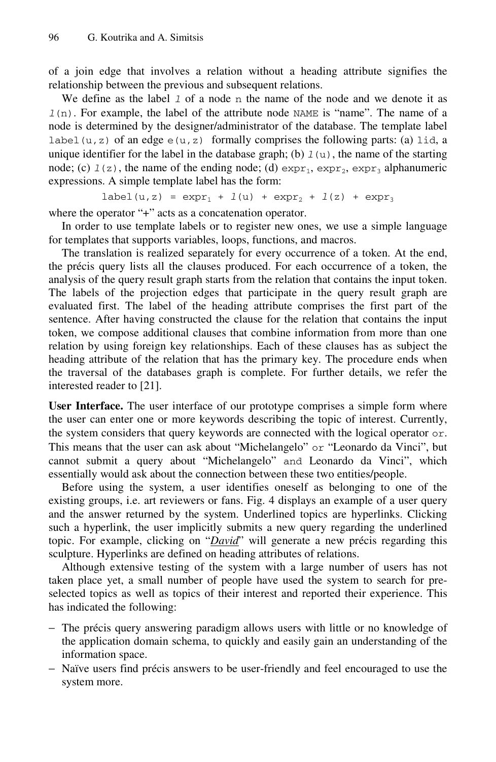of a join edge that involves a relation without a heading attribute signifies the relationship between the previous and subsequent relations.

We define as the label *l* of a node n the name of the node and we denote it as *l*(n). For example, the label of the attribute node NAME is "name". The name of a node is determined by the designer/administrator of the database. The template label label(u,z) of an edge e(u,z) formally comprises the following parts: (a) lid, a unique identifier for the label in the database graph; (b) *l*(u), the name of the starting node; (c) *l*(z), the name of the ending node; (d) $expr_1$, $expr_2$, $expr_3$ alphanumeric expressions. A simple template label has the form:

$$label(u,z) = expr_1 + l(u) + expr_2 + l(z) + expr_3$$

where the operator "+" acts as a concatenation operator.

In order to use template labels or to register new ones, we use a simple language for templates that supports variables, loops, functions, and macros.

The translation is realized separately for every occurrence of a token. At the end, the précis query lists all the clauses produced. For each occurrence of a token, the analysis of the query result graph starts from the relation that contains the input token. The labels of the projection edges that participate in the query result graph are evaluated first. The label of the heading attribute comprises the first part of the sentence. After having constructed the clause for the relation that contains the input token, we compose additional clauses that combine information from more than one relation by using foreign key relationships. Each of these clauses has as subject the heading attribute of the relation that has the primary key. The procedure ends when the traversal of the databases graph is complete. For further details, we refer the interested reader to [21].

**User Interface.** The user interface of our prototype comprises a simple form where the user can enter one or more keywords describing the topic of interest. Currently, the system considers that query keywords are connected with the logical operator or. This means that the user can ask about "Michelangelo" or "Leonardo da Vinci", but cannot submit a query about "Michelangelo" and Leonardo da Vinci", which essentially would ask about the connection between these two entities/people.

Before using the system, a user identifies oneself as belonging to one of the existing groups, i.e. art reviewers or fans. Fig. 4 displays an example of a user query and the answer returned by the system. Underlined topics are hyperlinks. Clicking such a hyperlink, the user implicitly submits a new query regarding the underlined topic. For example, clicking on "*David*" will generate a new précis regarding this sculpture. Hyperlinks are defined on heading attributes of relations.

Although extensive testing of the system with a large number of users has not taken place yet, a small number of people have used the system to search for pre-selected topics as well as topics of their interest and reported their experience. This has indicated the following:

- The précis query answering paradigm allows users with little or no knowledge of the application domain schema, to quickly and easily gain an understanding of the information space.
- Naïve users find précis answers to be user-friendly and feel encouraged to use the system more.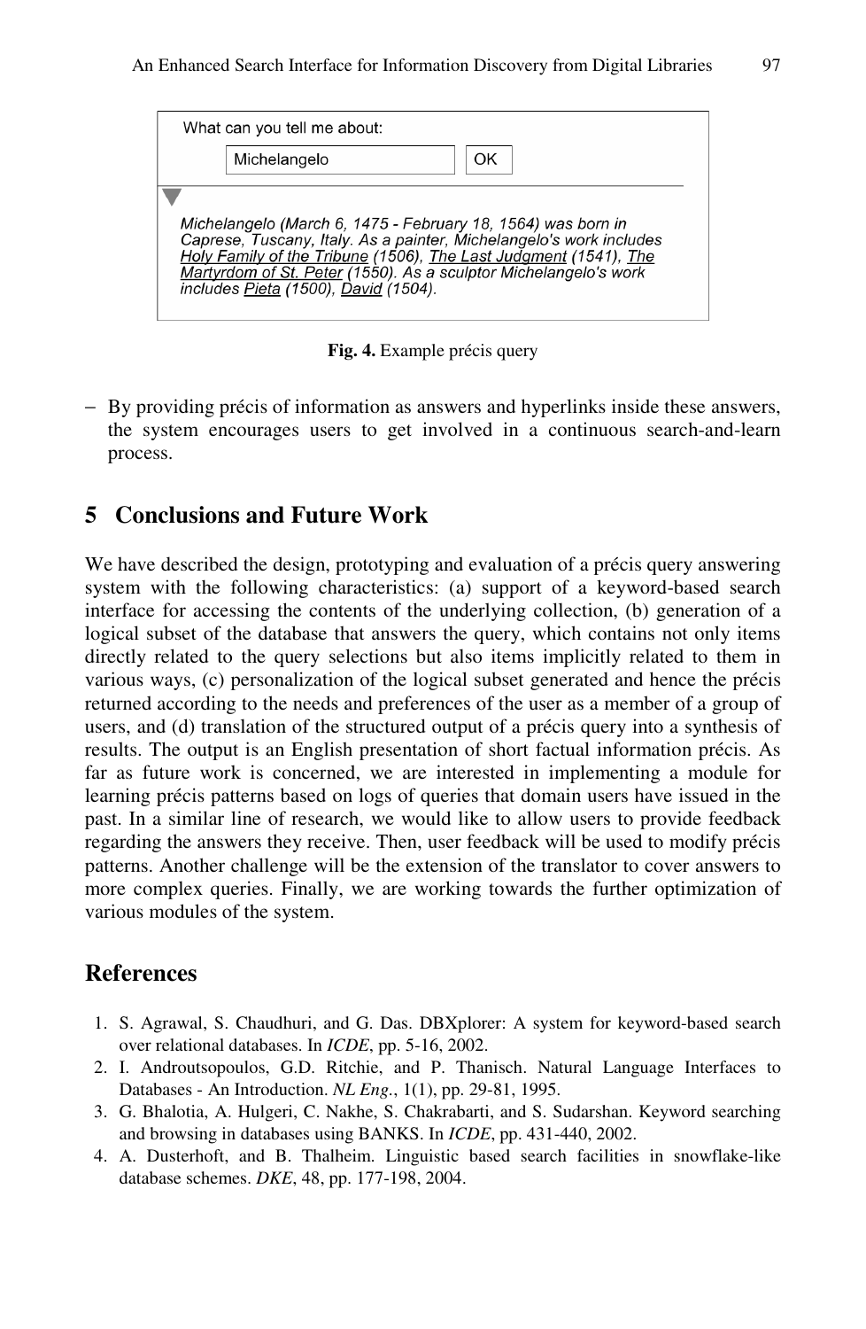What can you tell me about:

Michelangelo OK

*Michelangelo (March 6, 1475 - February 18, 1564) was born in Caprese, Tuscany, Italy. As a painter, Michelangelo's work includes Holy Family of the Tribune (1506), The Last Judgment (1541), The Martyrdom of St. Peter (1550). As a sculptor Michelangelo's work includes Pieta (1500), David (1504).*

**Fig. 4.** Example précis query

- By providing précis of information as answers and hyperlinks inside these answers, the system encourages users to get involved in a continuous search-and-learn process.

## 5 Conclusions and Future Work

We have described the design, prototyping and evaluation of a précis query answering system with the following characteristics: (a) support of a keyword-based search interface for accessing the contents of the underlying collection, (b) generation of a logical subset of the database that answers the query, which contains not only items directly related to the query selections but also items implicitly related to them in various ways, (c) personalization of the logical subset generated and hence the précis returned according to the needs and preferences of the user as a member of a group of users, and (d) translation of the structured output of a précis query into a synthesis of results. The output is an English presentation of short factual information précis. As far as future work is concerned, we are interested in implementing a module for learning précis patterns based on logs of queries that domain users have issued in the past. In a similar line of research, we would like to allow users to provide feedback regarding the answers they receive. Then, user feedback will be used to modify précis patterns. Another challenge will be the extension of the translator to cover answers to more complex queries. Finally, we are working towards the further optimization of various modules of the system.

## References

1. S. Agrawal, S. Chaudhuri, and G. Das. DBXplorer: A system for keyword-based search over relational databases. In *ICDE*, pp. 5-16, 2002.
2. I. Androutsopoulos, G.D. Ritchie, and P. Thanisch. Natural Language Interfaces to Databases - An Introduction. *NL Eng.*, 1(1), pp. 29-81, 1995.
3. G. Bhalotia, A. Hulgeri, C. Nakhe, S. Chakrabarti, and S. Sudarshan. Keyword searching and browsing in databases using BANKS. In *ICDE*, pp. 431-440, 2002.
4. A. Dusterhoft, and B. Thalheim. Linguistic based search facilities in snowflake-like database schemes. *DKE*, 48, pp. 177-198, 2004.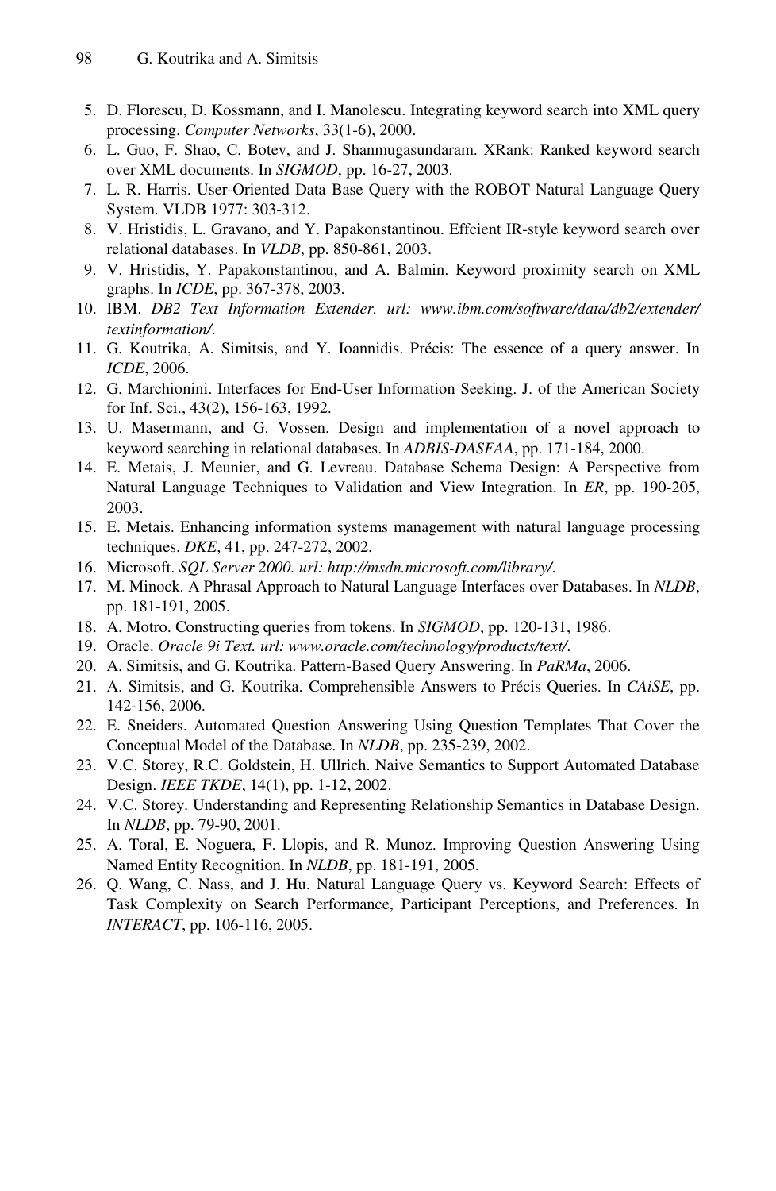5. D. Florescu, D. Kossmann, and I. Manolescu. Integrating keyword search into XML query processing. *Computer Networks*, 33(1-6), 2000.
6. L. Guo, F. Shao, C. Botev, and J. Shanmugasundaram. XRank: Ranked keyword search over XML documents. In *SIGMOD*, pp. 16-27, 2003.
7. L. R. Harris. User-Oriented Data Base Query with the ROBOT Natural Language Query System. VLDB 1977: 303-312.
8. V. Hristidis, L. Gravano, and Y. Papakonstantinou. Effcient IR-style keyword search over relational databases. In *VLDB*, pp. 850-861, 2003.
9. V. Hristidis, Y. Papakonstantinou, and A. Balmin. Keyword proximity search on XML graphs. In *ICDE*, pp. 367-378, 2003.
10. IBM. *DB2 Text Information Extender. url: www.ibm.com/software/data/db2/extender/textinformation/*.
11. G. Koutrika, A. Simitsis, and Y. Ioannidis. Précis: The essence of a query answer. In *ICDE*, 2006.
12. G. Marchionini. Interfaces for End-User Information Seeking. J. of the American Society for Inf. Sci., 43(2), 156-163, 1992.
13. U. Masermann, and G. Vossen. Design and implementation of a novel approach to keyword searching in relational databases. In *ADBIS-DASFAA*, pp. 171-184, 2000.
14. E. Metais, J. Meunier, and G. Levreau. Database Schema Design: A Perspective from Natural Language Techniques to Validation and View Integration. In *ER*, pp. 190-205, 2003.
15. E. Metais. Enhancing information systems management with natural language processing techniques. *DKE*, 41, pp. 247-272, 2002.
16. Microsoft. *SQL Server 2000. url: http://msdn.microsoft.com/library/*.
17. M. Minock. A Phrasal Approach to Natural Language Interfaces over Databases. In *NLDB*, pp. 181-191, 2005.
18. A. Motro. Constructing queries from tokens. In *SIGMOD*, pp. 120-131, 1986.
19. Oracle. *Oracle 9i Text. url: www.oracle.com/technology/products/text/*.
20. A. Simitsis, and G. Koutrika. Pattern-Based Query Answering. In *PaRMa*, 2006.
21. A. Simitsis, and G. Koutrika. Comprehensible Answers to Précis Queries. In *CAiSE*, pp. 142-156, 2006.
22. E. Sneiders. Automated Question Answering Using Question Templates That Cover the Conceptual Model of the Database. In *NLDB*, pp. 235-239, 2002.
23. V.C. Storey, R.C. Goldstein, H. Ullrich. Naive Semantics to Support Automated Database Design. *IEEE TKDE*, 14(1), pp. 1-12, 2002.
24. V.C. Storey. Understanding and Representing Relationship Semantics in Database Design. In *NLDB*, pp. 79-90, 2001.
25. A. Toral, E. Noguera, F. Llopis, and R. Munoz. Improving Question Answering Using Named Entity Recognition. In *NLDB*, pp. 181-191, 2005.
26. Q. Wang, C. Nass, and J. Hu. Natural Language Query vs. Keyword Search: Effects of Task Complexity on Search Performance, Participant Perceptions, and Preferences. In *INTERACT*, pp. 106-116, 2005.